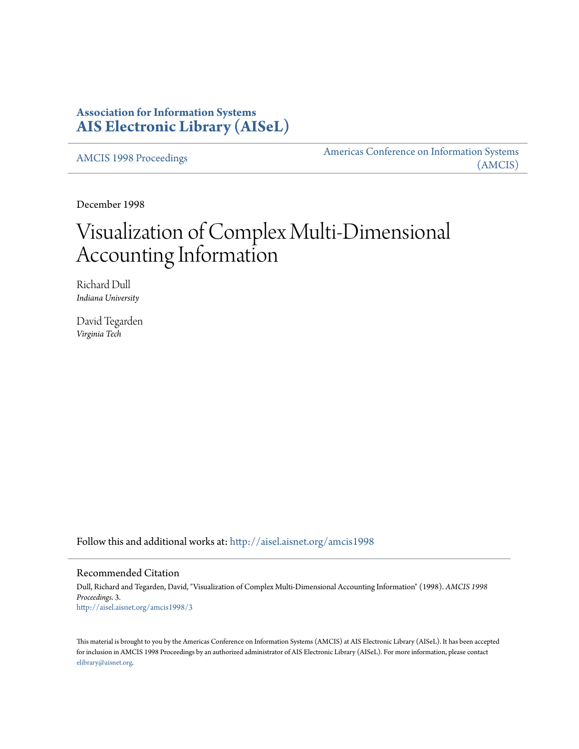**Association for Information Systems**
**AIS Electronic Library (AISeL)**

AMCIS 1998 Proceedings

Americas Conference on Information Systems (AMCIS)

December 1998

# Visualization of Complex Multi-Dimensional Accounting Information

Richard Dull
*Indiana University*

David Tegarden
*Virginia Tech*

Follow this and additional works at: http://aisel.aisnet.org/amcis1998

## Recommended Citation

Dull, Richard and Tegarden, David, "Visualization of Complex Multi-Dimensional Accounting Information" (1998). *AMCIS 1998 Proceedings*. 3.
http://aisel.aisnet.org/amcis1998/3

This material is brought to you by the Americas Conference on Information Systems (AMCIS) at AIS Electronic Library (AISeL). It has been accepted for inclusion in AMCIS 1998 Proceedings by an authorized administrator of AIS Electronic Library (AISeL). For more information, please contact elibrary@aisnet.org.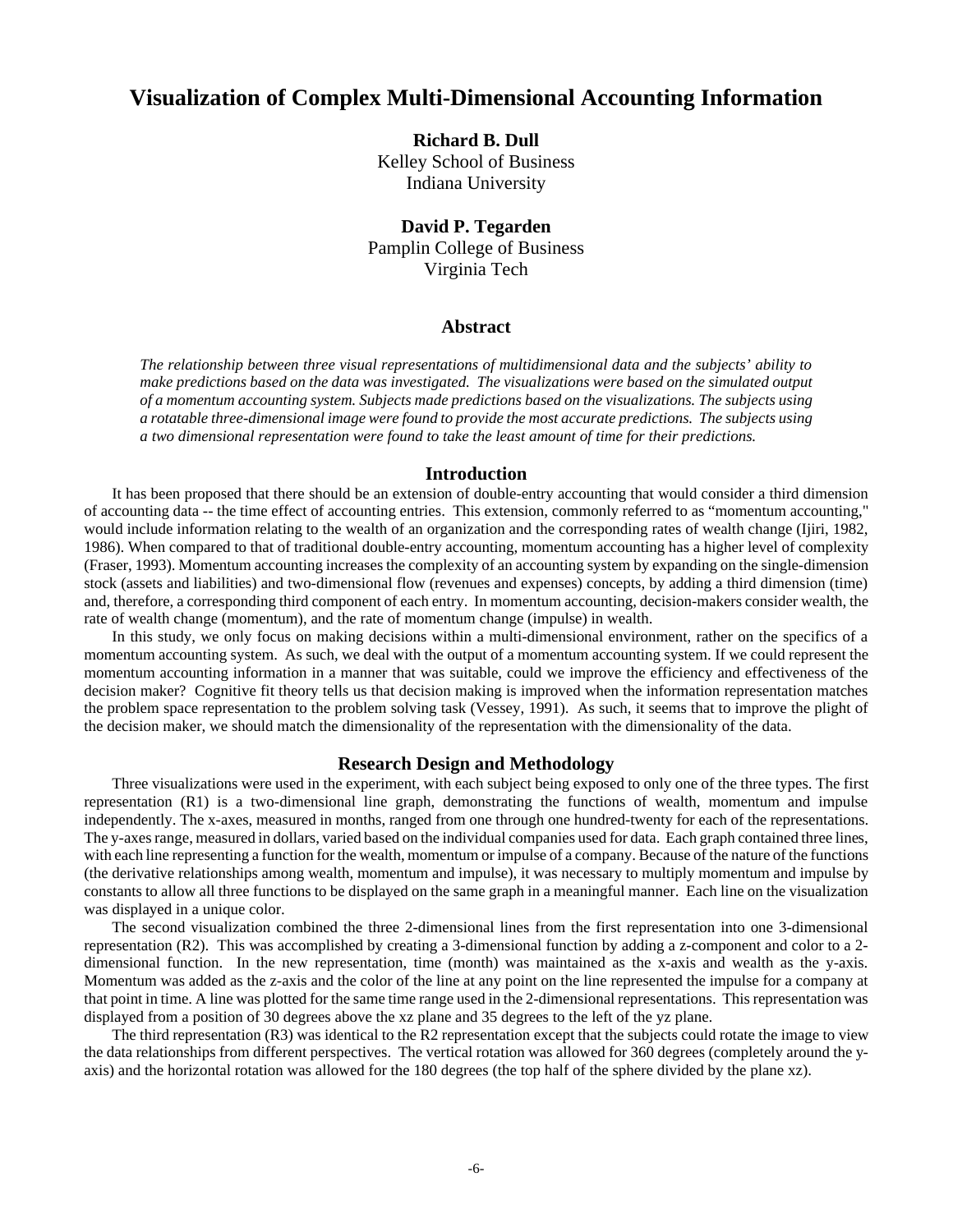# Visualization of Complex Multi-Dimensional Accounting Information

**Richard B. Dull**
Kelley School of Business
Indiana University

**David P. Tegarden**
Pamplin College of Business
Virginia Tech

## Abstract

*The relationship between three visual representations of multidimensional data and the subjects' ability to make predictions based on the data was investigated. The visualizations were based on the simulated output of a momentum accounting system. Subjects made predictions based on the visualizations. The subjects using a rotatable three-dimensional image were found to provide the most accurate predictions. The subjects using a two dimensional representation were found to take the least amount of time for their predictions.*

## Introduction

It has been proposed that there should be an extension of double-entry accounting that would consider a third dimension of accounting data -- the time effect of accounting entries. This extension, commonly referred to as "momentum accounting," would include information relating to the wealth of an organization and the corresponding rates of wealth change (Ijiri, 1982, 1986). When compared to that of traditional double-entry accounting, momentum accounting has a higher level of complexity (Fraser, 1993). Momentum accounting increases the complexity of an accounting system by expanding on the single-dimension stock (assets and liabilities) and two-dimensional flow (revenues and expenses) concepts, by adding a third dimension (time) and, therefore, a corresponding third component of each entry. In momentum accounting, decision-makers consider wealth, the rate of wealth change (momentum), and the rate of momentum change (impulse) in wealth.

In this study, we only focus on making decisions within a multi-dimensional environment, rather on the specifics of a momentum accounting system. As such, we deal with the output of a momentum accounting system. If we could represent the momentum accounting information in a manner that was suitable, could we improve the efficiency and effectiveness of the decision maker? Cognitive fit theory tells us that decision making is improved when the information representation matches the problem space representation to the problem solving task (Vessey, 1991). As such, it seems that to improve the plight of the decision maker, we should match the dimensionality of the representation with the dimensionality of the data.

## Research Design and Methodology

Three visualizations were used in the experiment, with each subject being exposed to only one of the three types. The first representation (R1) is a two-dimensional line graph, demonstrating the functions of wealth, momentum and impulse independently. The x-axes, measured in months, ranged from one through one hundred-twenty for each of the representations. The y-axes range, measured in dollars, varied based on the individual companies used for data. Each graph contained three lines, with each line representing a function for the wealth, momentum or impulse of a company. Because of the nature of the functions (the derivative relationships among wealth, momentum and impulse), it was necessary to multiply momentum and impulse by constants to allow all three functions to be displayed on the same graph in a meaningful manner. Each line on the visualization was displayed in a unique color.

The second visualization combined the three 2-dimensional lines from the first representation into one 3-dimensional representation (R2). This was accomplished by creating a 3-dimensional function by adding a z-component and color to a 2-dimensional function. In the new representation, time (month) was maintained as the x-axis and wealth as the y-axis. Momentum was added as the z-axis and the color of the line at any point on the line represented the impulse for a company at that point in time. A line was plotted for the same time range used in the 2-dimensional representations. This representation was displayed from a position of 30 degrees above the xz plane and 35 degrees to the left of the yz plane.

The third representation (R3) was identical to the R2 representation except that the subjects could rotate the image to view the data relationships from different perspectives. The vertical rotation was allowed for 360 degrees (completely around the y-axis) and the horizontal rotation was allowed for the 180 degrees (the top half of the sphere divided by the plane xz).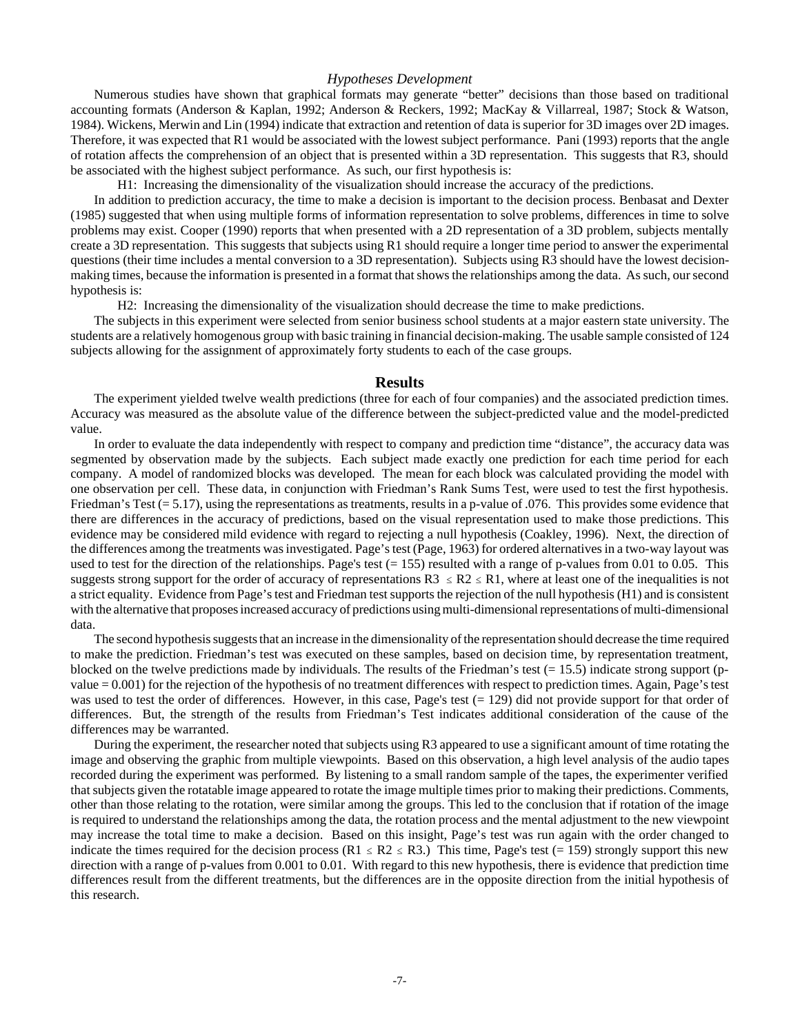### *Hypotheses Development*

Numerous studies have shown that graphical formats may generate "better" decisions than those based on traditional accounting formats (Anderson & Kaplan, 1992; Anderson & Reckers, 1992; MacKay & Villarreal, 1987; Stock & Watson, 1984). Wickens, Merwin and Lin (1994) indicate that extraction and retention of data is superior for 3D images over 2D images. Therefore, it was expected that R1 would be associated with the lowest subject performance. Pani (1993) reports that the angle of rotation affects the comprehension of an object that is presented within a 3D representation. This suggests that R3, should be associated with the highest subject performance. As such, our first hypothesis is:

H1: Increasing the dimensionality of the visualization should increase the accuracy of the predictions.

In addition to prediction accuracy, the time to make a decision is important to the decision process. Benbasat and Dexter (1985) suggested that when using multiple forms of information representation to solve problems, differences in time to solve problems may exist. Cooper (1990) reports that when presented with a 2D representation of a 3D problem, subjects mentally create a 3D representation. This suggests that subjects using R1 should require a longer time period to answer the experimental questions (their time includes a mental conversion to a 3D representation). Subjects using R3 should have the lowest decision-making times, because the information is presented in a format that shows the relationships among the data. As such, our second hypothesis is:

H2: Increasing the dimensionality of the visualization should decrease the time to make predictions.

The subjects in this experiment were selected from senior business school students at a major eastern state university. The students are a relatively homogenous group with basic training in financial decision-making. The usable sample consisted of 124 subjects allowing for the assignment of approximately forty students to each of the case groups.

## Results

The experiment yielded twelve wealth predictions (three for each of four companies) and the associated prediction times. Accuracy was measured as the absolute value of the difference between the subject-predicted value and the model-predicted value.

In order to evaluate the data independently with respect to company and prediction time "distance", the accuracy data was segmented by observation made by the subjects. Each subject made exactly one prediction for each time period for each company. A model of randomized blocks was developed. The mean for each block was calculated providing the model with one observation per cell. These data, in conjunction with Friedman's Rank Sums Test, were used to test the first hypothesis. Friedman's Test (= 5.17), using the representations as treatments, results in a p-value of .076. This provides some evidence that there are differences in the accuracy of predictions, based on the visual representation used to make those predictions. This evidence may be considered mild evidence with regard to rejecting a null hypothesis (Coakley, 1996). Next, the direction of the differences among the treatments was investigated. Page's test (Page, 1963) for ordered alternatives in a two-way layout was used to test for the direction of the relationships. Page's test (= 155) resulted with a range of p-values from 0.01 to 0.05. This suggests strong support for the order of accuracy of representations $R3 \leq R2 \leq R1$, where at least one of the inequalities is not a strict equality. Evidence from Page's test and Friedman test supports the rejection of the null hypothesis (H1) and is consistent with the alternative that proposes increased accuracy of predictions using multi-dimensional representations of multi-dimensional data.

The second hypothesis suggests that an increase in the dimensionality of the representation should decrease the time required to make the prediction. Friedman's test was executed on these samples, based on decision time, by representation treatment, blocked on the twelve predictions made by individuals. The results of the Friedman's test (= 15.5) indicate strong support (p-value = 0.001) for the rejection of the hypothesis of no treatment differences with respect to prediction times. Again, Page's test was used to test the order of differences. However, in this case, Page's test (= 129) did not provide support for that order of differences. But, the strength of the results from Friedman's Test indicates additional consideration of the cause of the differences may be warranted.

During the experiment, the researcher noted that subjects using R3 appeared to use a significant amount of time rotating the image and observing the graphic from multiple viewpoints. Based on this observation, a high level analysis of the audio tapes recorded during the experiment was performed. By listening to a small random sample of the tapes, the experimenter verified that subjects given the rotatable image appeared to rotate the image multiple times prior to making their predictions. Comments, other than those relating to the rotation, were similar among the groups. This led to the conclusion that if rotation of the image is required to understand the relationships among the data, the rotation process and the mental adjustment to the new viewpoint may increase the total time to make a decision. Based on this insight, Page's test was run again with the order changed to indicate the times required for the decision process ($R1 \leq R2 \leq R3$.) This time, Page's test (= 159) strongly support this new direction with a range of p-values from 0.001 to 0.01. With regard to this new hypothesis, there is evidence that prediction time differences result from the different treatments, but the differences are in the opposite direction from the initial hypothesis of this research.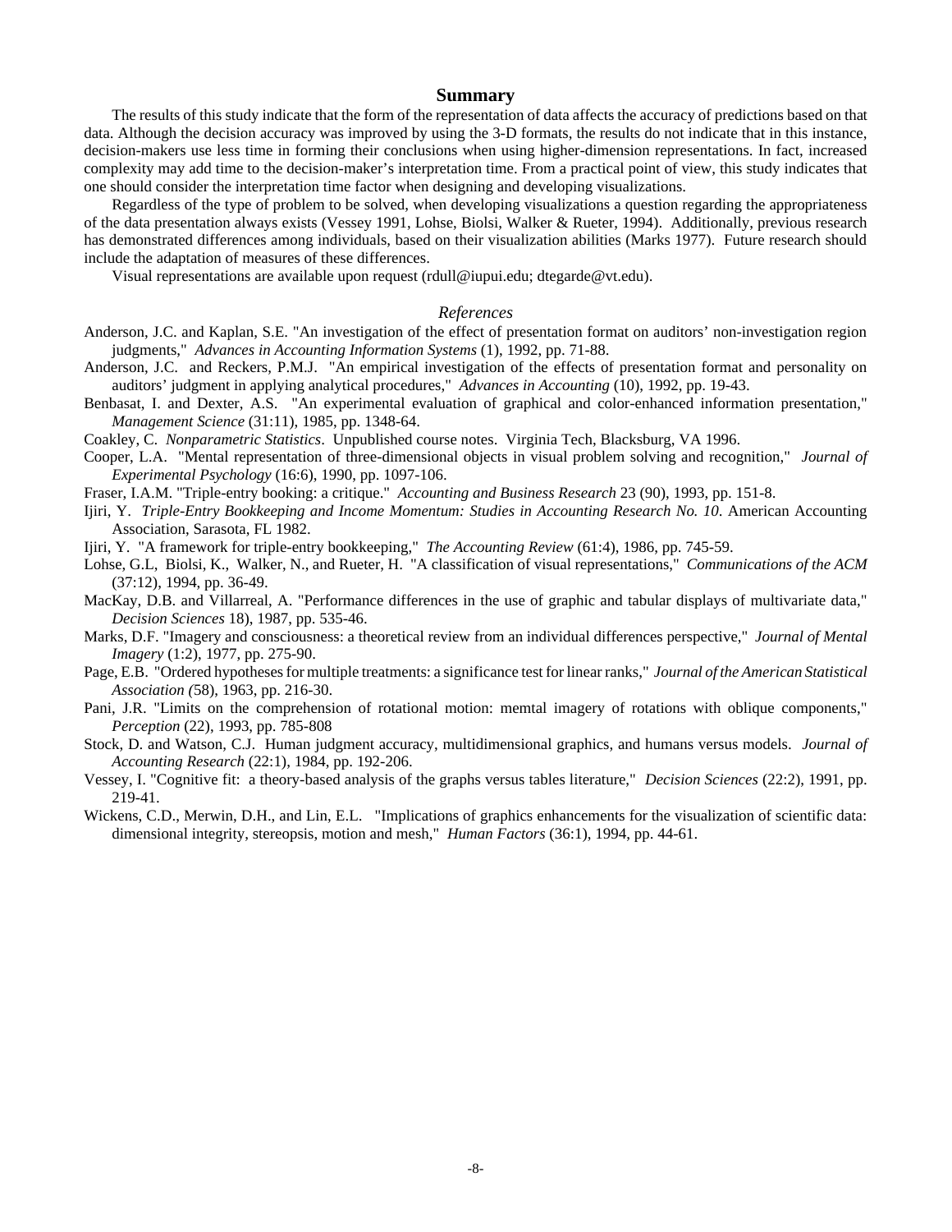## Summary

The results of this study indicate that the form of the representation of data affects the accuracy of predictions based on that data. Although the decision accuracy was improved by using the 3-D formats, the results do not indicate that in this instance, decision-makers use less time in forming their conclusions when using higher-dimension representations. In fact, increased complexity may add time to the decision-maker's interpretation time. From a practical point of view, this study indicates that one should consider the interpretation time factor when designing and developing visualizations.

Regardless of the type of problem to be solved, when developing visualizations a question regarding the appropriateness of the data presentation always exists (Vessey 1991, Lohse, Biolsi, Walker & Rueter, 1994). Additionally, previous research has demonstrated differences among individuals, based on their visualization abilities (Marks 1977). Future research should include the adaptation of measures of these differences.

Visual representations are available upon request (rdull@iupui.edu; dtegarde@vt.edu).

### *References*

Anderson, J.C. and Kaplan, S.E. "An investigation of the effect of presentation format on auditors' non-investigation region judgments," *Advances in Accounting Information Systems* (1), 1992, pp. 71-88.

Anderson, J.C. and Reckers, P.M.J. "An empirical investigation of the effects of presentation format and personality on auditors' judgment in applying analytical procedures," *Advances in Accounting* (10), 1992, pp. 19-43.

Benbasat, I. and Dexter, A.S. "An experimental evaluation of graphical and color-enhanced information presentation," *Management Science* (31:11), 1985, pp. 1348-64.

Coakley, C. *Nonparametric Statistics*. Unpublished course notes. Virginia Tech, Blacksburg, VA 1996.

Cooper, L.A. "Mental representation of three-dimensional objects in visual problem solving and recognition," *Journal of Experimental Psychology* (16:6), 1990, pp. 1097-106.

Fraser, I.A.M. "Triple-entry booking: a critique." *Accounting and Business Research* 23 (90), 1993, pp. 151-8.

Ijiri, Y. *Triple-Entry Bookkeeping and Income Momentum: Studies in Accounting Research No. 10*. American Accounting Association, Sarasota, FL 1982.

Ijiri, Y. "A framework for triple-entry bookkeeping," *The Accounting Review* (61:4), 1986, pp. 745-59.

Lohse, G.L, Biolsi, K., Walker, N., and Rueter, H. "A classification of visual representations," *Communications of the ACM* (37:12), 1994, pp. 36-49.

MacKay, D.B. and Villarreal, A. "Performance differences in the use of graphic and tabular displays of multivariate data," *Decision Sciences* 18), 1987, pp. 535-46.

Marks, D.F. "Imagery and consciousness: a theoretical review from an individual differences perspective," *Journal of Mental Imagery* (1:2), 1977, pp. 275-90.

Page, E.B. "Ordered hypotheses for multiple treatments: a significance test for linear ranks," *Journal of the American Statistical Association (*58), 1963, pp. 216-30.

Pani, J.R. "Limits on the comprehension of rotational motion: memtal imagery of rotations with oblique components," *Perception* (22), 1993, pp. 785-808

Stock, D. and Watson, C.J. Human judgment accuracy, multidimensional graphics, and humans versus models. *Journal of Accounting Research* (22:1), 1984, pp. 192-206.

Vessey, I. "Cognitive fit: a theory-based analysis of the graphs versus tables literature," *Decision Sciences* (22:2), 1991, pp. 219-41.

Wickens, C.D., Merwin, D.H., and Lin, E.L. "Implications of graphics enhancements for the visualization of scientific data: dimensional integrity, stereopsis, motion and mesh," *Human Factors* (36:1), 1994, pp. 44-61.